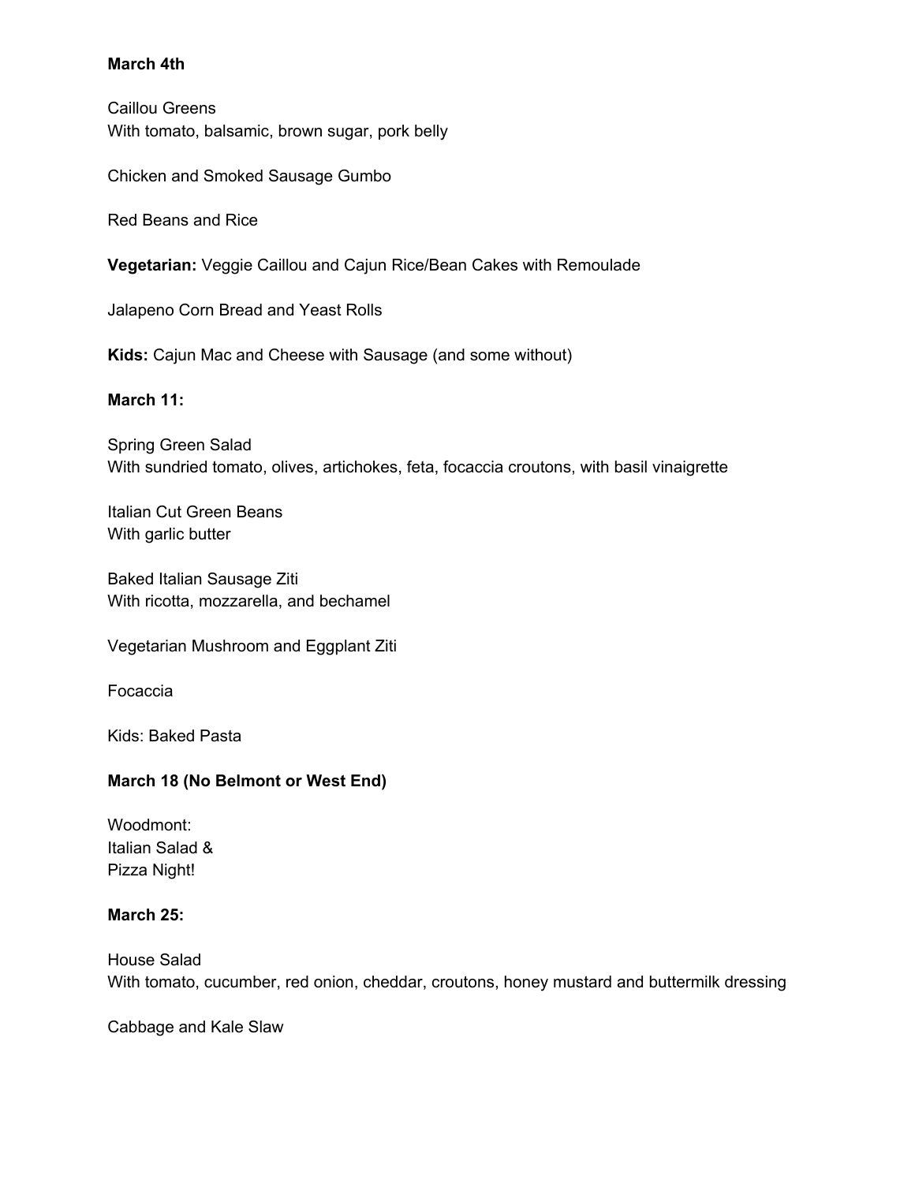**March 4th**

Caillou Greens
With tomato, balsamic, brown sugar, pork belly

Chicken and Smoked Sausage Gumbo

Red Beans and Rice

**Vegetarian:** Veggie Caillou and Cajun Rice/Bean Cakes with Remoulade

Jalapeno Corn Bread and Yeast Rolls

**Kids:** Cajun Mac and Cheese with Sausage (and some without)

**March 11:**

Spring Green Salad
With sundried tomato, olives, artichokes, feta, focaccia croutons, with basil vinaigrette

Italian Cut Green Beans
With garlic butter

Baked Italian Sausage Ziti
With ricotta, mozzarella, and bechamel

Vegetarian Mushroom and Eggplant Ziti

Focaccia

Kids: Baked Pasta

**March 18 (No Belmont or West End)**

Woodmont:
Italian Salad &
Pizza Night!

**March 25:**

House Salad
With tomato, cucumber, red onion, cheddar, croutons, honey mustard and buttermilk dressing

Cabbage and Kale Slaw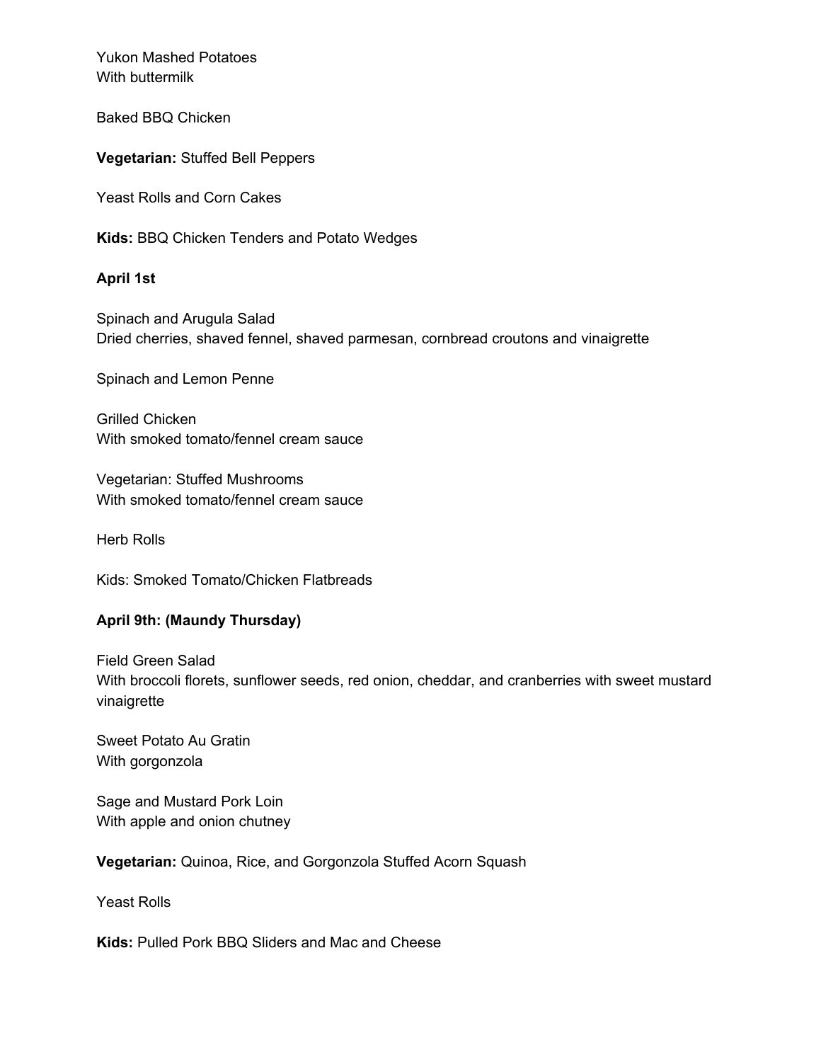Yukon Mashed Potatoes
With buttermilk

Baked BBQ Chicken

**Vegetarian:** Stuffed Bell Peppers

Yeast Rolls and Corn Cakes

**Kids:** BBQ Chicken Tenders and Potato Wedges

**April 1st**

Spinach and Arugula Salad
Dried cherries, shaved fennel, shaved parmesan, cornbread croutons and vinaigrette

Spinach and Lemon Penne

Grilled Chicken
With smoked tomato/fennel cream sauce

Vegetarian: Stuffed Mushrooms
With smoked tomato/fennel cream sauce

Herb Rolls

Kids: Smoked Tomato/Chicken Flatbreads

**April 9th: (Maundy Thursday)**

Field Green Salad
With broccoli florets, sunflower seeds, red onion, cheddar, and cranberries with sweet mustard vinaigrette

Sweet Potato Au Gratin
With gorgonzola

Sage and Mustard Pork Loin
With apple and onion chutney

**Vegetarian:** Quinoa, Rice, and Gorgonzola Stuffed Acorn Squash

Yeast Rolls

**Kids:** Pulled Pork BBQ Sliders and Mac and Cheese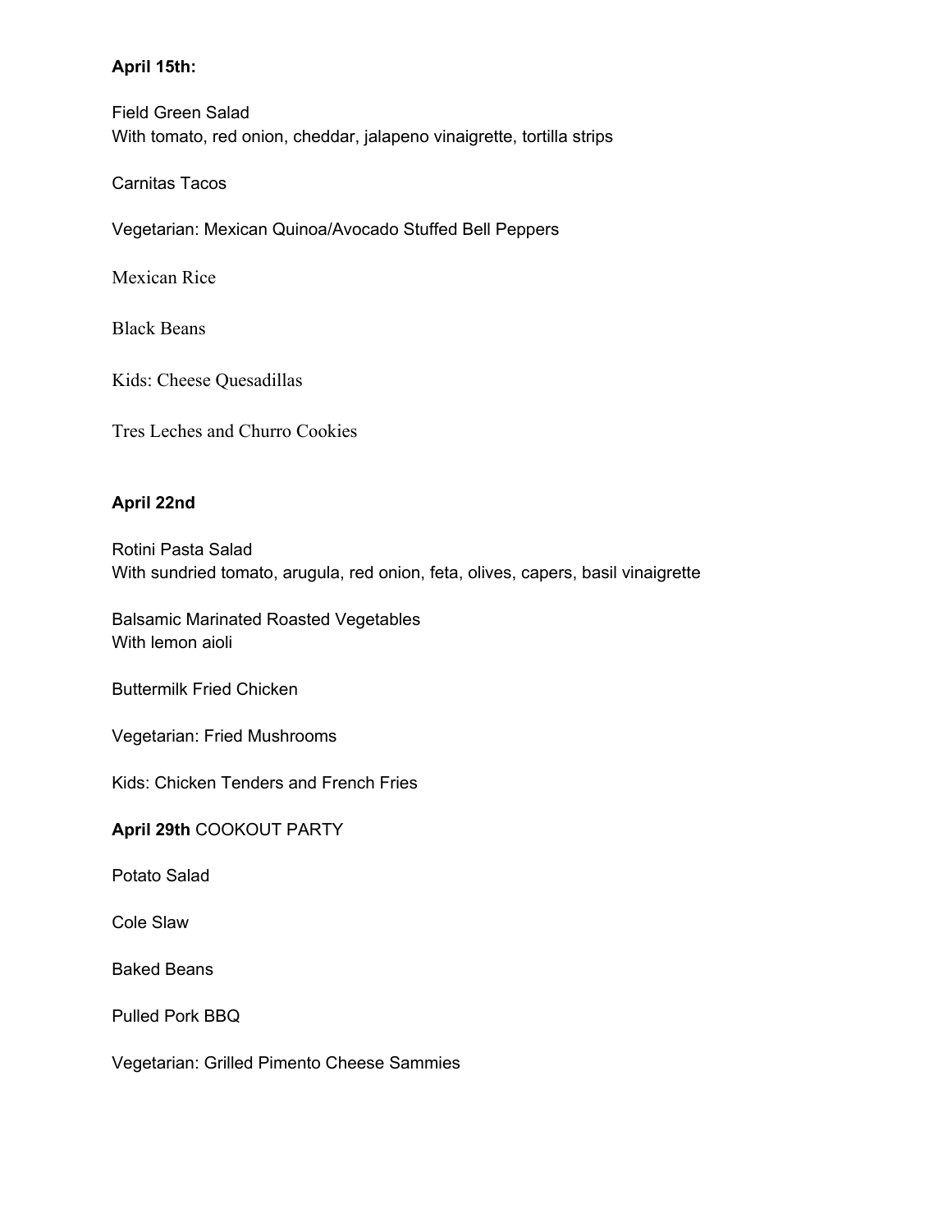**April 15th:**

Field Green Salad
With tomato, red onion, cheddar, jalapeno vinaigrette, tortilla strips

Carnitas Tacos

Vegetarian: Mexican Quinoa/Avocado Stuffed Bell Peppers

Mexican Rice

Black Beans

Kids: Cheese Quesadillas

Tres Leches and Churro Cookies

**April 22nd**

Rotini Pasta Salad
With sundried tomato, arugula, red onion, feta, olives, capers, basil vinaigrette

Balsamic Marinated Roasted Vegetables
With lemon aioli

Buttermilk Fried Chicken

Vegetarian: Fried Mushrooms

Kids: Chicken Tenders and French Fries

**April 29th** COOKOUT PARTY

Potato Salad

Cole Slaw

Baked Beans

Pulled Pork BBQ

Vegetarian: Grilled Pimento Cheese Sammies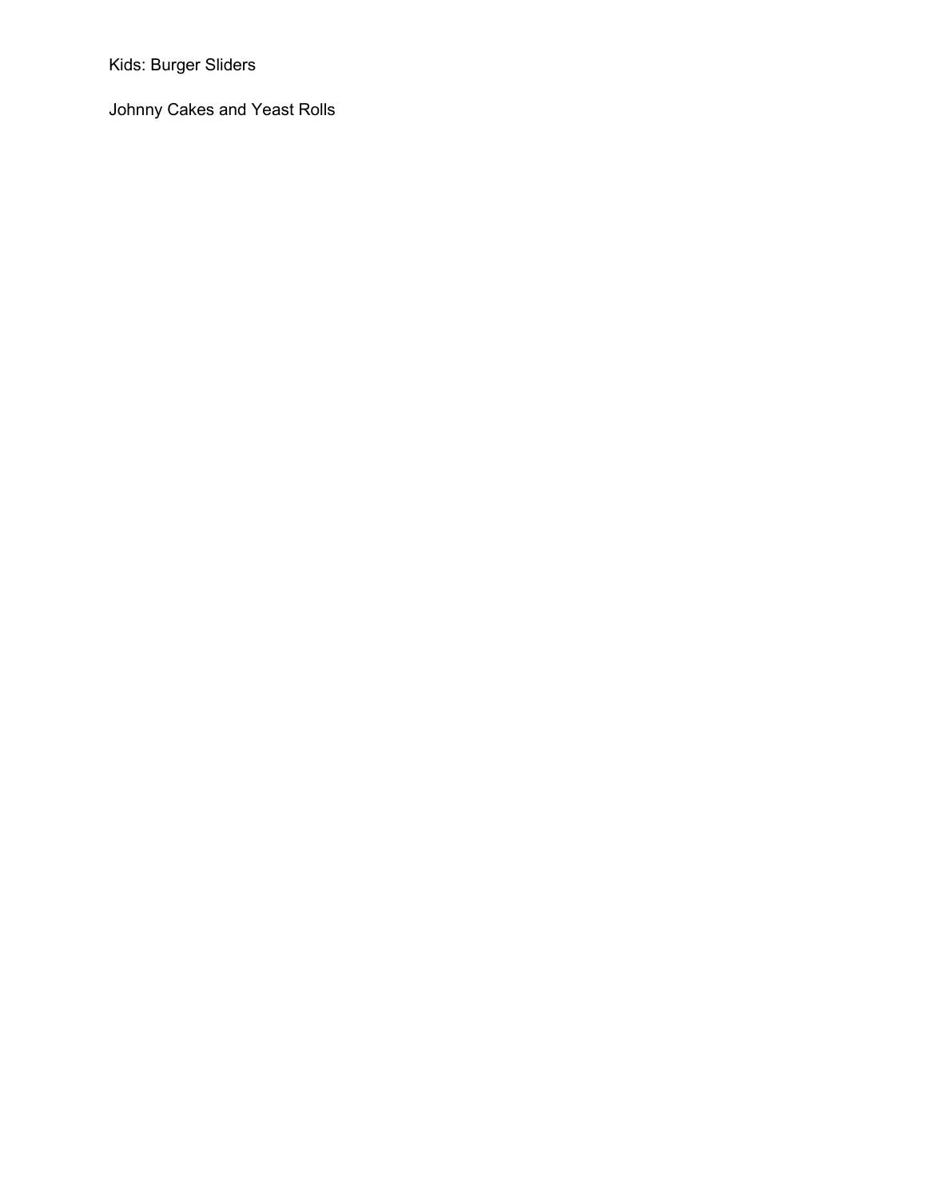Kids: Burger Sliders

Johnny Cakes and Yeast Rolls